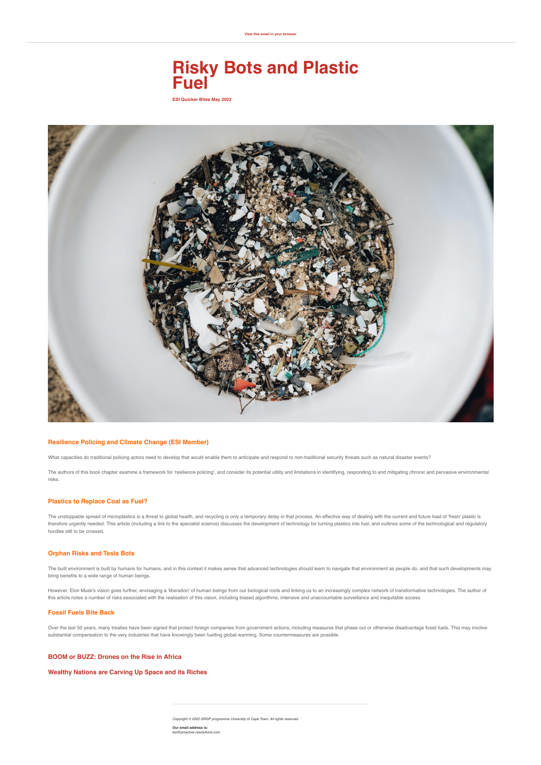View this email in your browser

# Risky Bots and Plastic Fuel

**ESI Quicker Bites May 2022**

### Resilience Policing and Climate Change (ESI Member)

What capacities do traditional policing actors need to develop that would enable them to anticipate and respond to non-traditional security threats such as natural disaster events?

The authors of this book chapter examine a framework for 'resilience policing', and consider its potential utility and limitations in identifying, responding to and mitigating chronic and pervasive environmental risks.

### Plastics to Replace Coal as Fuel?

The unstoppable spread of microplastics is a threat to global health, and recycling is only a temporary delay in that process. An effective way of dealing with the current and future load of 'fresh' plastic is therefore urgently needed. This article (including a link to the specialist science) discusses the development of technology for turning plastics into fuel, and outlines some of the technological and regulatory hurdles still to be crossed.

### Orphan Risks and Tesla Bots

The built environment is built by humans for humans, and in this context it makes sense that advanced technologies should learn to navigate that environment as people do, and that such developments may bring benefits to a wide range of human beings.

However, Elon Musk's vision goes further, envisaging a 'liberation' of human beings from our biological roots and linking us to an increasingly complex network of transformative technologies. The author of this article notes a number of risks associated with the realisation of this vision, including biased algorithms, intensive and unaccountable surveillance and inequitable access.

### Fossil Fuels Bite Back

Over the last 50 years, many treaties have been signed that protect foreign companies from government actions, including measures that phase out or otherwise disadvantage fossil fuels. This may involve substantial compensation to the very industries that have knowingly been fuelling global warming. Some countermeasures are possible.

### BOOM or BUZZ: Drones on the Rise in Africa

### Wealthy Nations are Carving Up Space and its Riches

*Copyright © 2022 GRGP programme University of Cape Town, All rights reserved.*

**Our email address is:**
esi@proactive-resolutions.com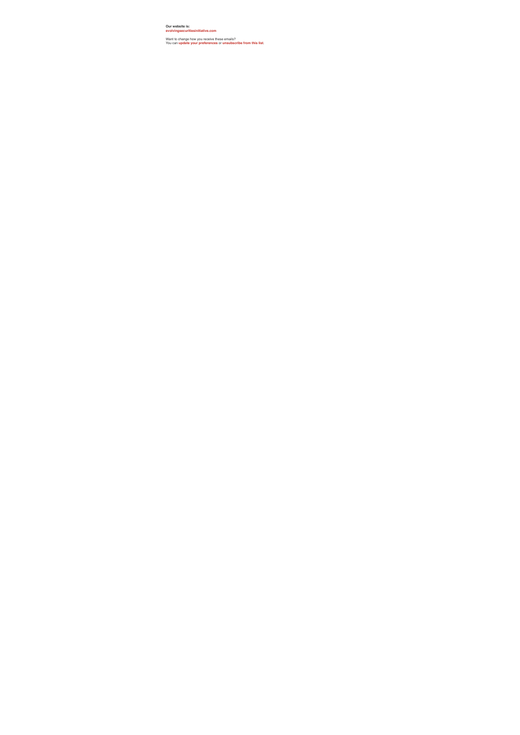**Our website is:**
**evolvingsecuritiesinitiative.com**

Want to change how you receive these emails?
You can **update your preferences** or **unsubscribe from this list.**